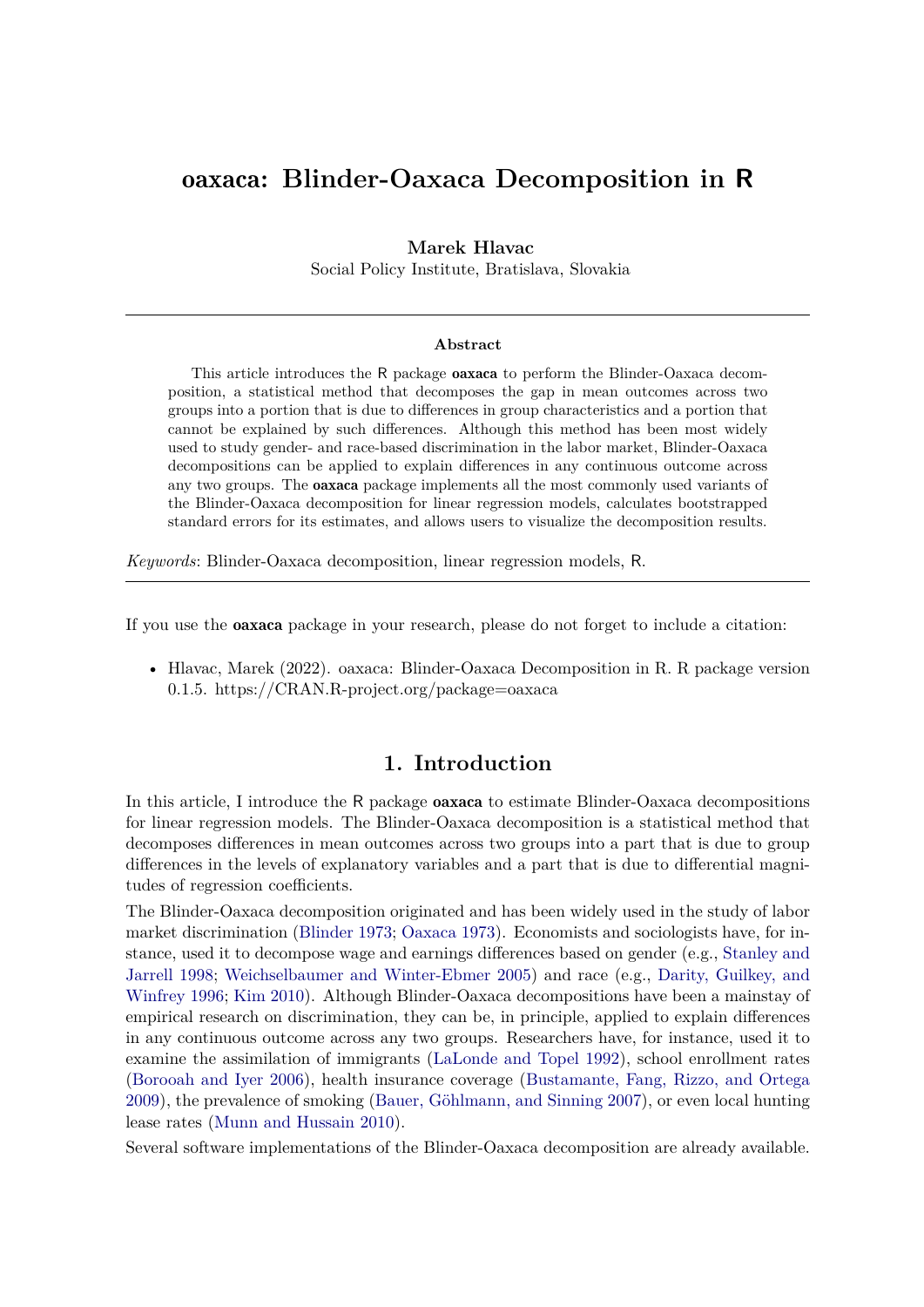# oaxaca: Blinder-Oaxaca Decomposition in R

**Marek Hlavac**
Social Policy Institute, Bratislava, Slovakia

---

### Abstract

This article introduces the R package **oaxaca** to perform the Blinder-Oaxaca decomposition, a statistical method that decomposes the gap in mean outcomes across two groups into a portion that is due to differences in group characteristics and a portion that cannot be explained by such differences. Although this method has been most widely used to study gender- and race-based discrimination in the labor market, Blinder-Oaxaca decompositions can be applied to explain differences in any continuous outcome across any two groups. The **oaxaca** package implements all the most commonly used variants of the Blinder-Oaxaca decomposition for linear regression models, calculates bootstrapped standard errors for its estimates, and allows users to visualize the decomposition results.

*Keywords*: Blinder-Oaxaca decomposition, linear regression models, R.

---

If you use the **oaxaca** package in your research, please do not forget to include a citation:

- Hlavac, Marek (2022). oaxaca: Blinder-Oaxaca Decomposition in R. R package version 0.1.5. https://CRAN.R-project.org/package=oaxaca

## 1. Introduction

In this article, I introduce the R package **oaxaca** to estimate Blinder-Oaxaca decompositions for linear regression models. The Blinder-Oaxaca decomposition is a statistical method that decomposes differences in mean outcomes across two groups into a part that is due to group differences in the levels of explanatory variables and a part that is due to differential magnitudes of regression coefficients.

The Blinder-Oaxaca decomposition originated and has been widely used in the study of labor market discrimination (Blinder 1973; Oaxaca 1973). Economists and sociologists have, for instance, used it to decompose wage and earnings differences based on gender (e.g., Stanley and Jarrell 1998; Weichselbaumer and Winter-Ebmer 2005) and race (e.g., Darity, Guilkey, and Winfrey 1996; Kim 2010). Although Blinder-Oaxaca decompositions have been a mainstay of empirical research on discrimination, they can be, in principle, applied to explain differences in any continuous outcome across any two groups. Researchers have, for instance, used it to examine the assimilation of immigrants (LaLonde and Topel 1992), school enrollment rates (Borooah and Iyer 2006), health insurance coverage (Bustamante, Fang, Rizzo, and Ortega 2009), the prevalence of smoking (Bauer, Göhlmann, and Sinning 2007), or even local hunting lease rates (Munn and Hussain 2010).

Several software implementations of the Blinder-Oaxaca decomposition are already available.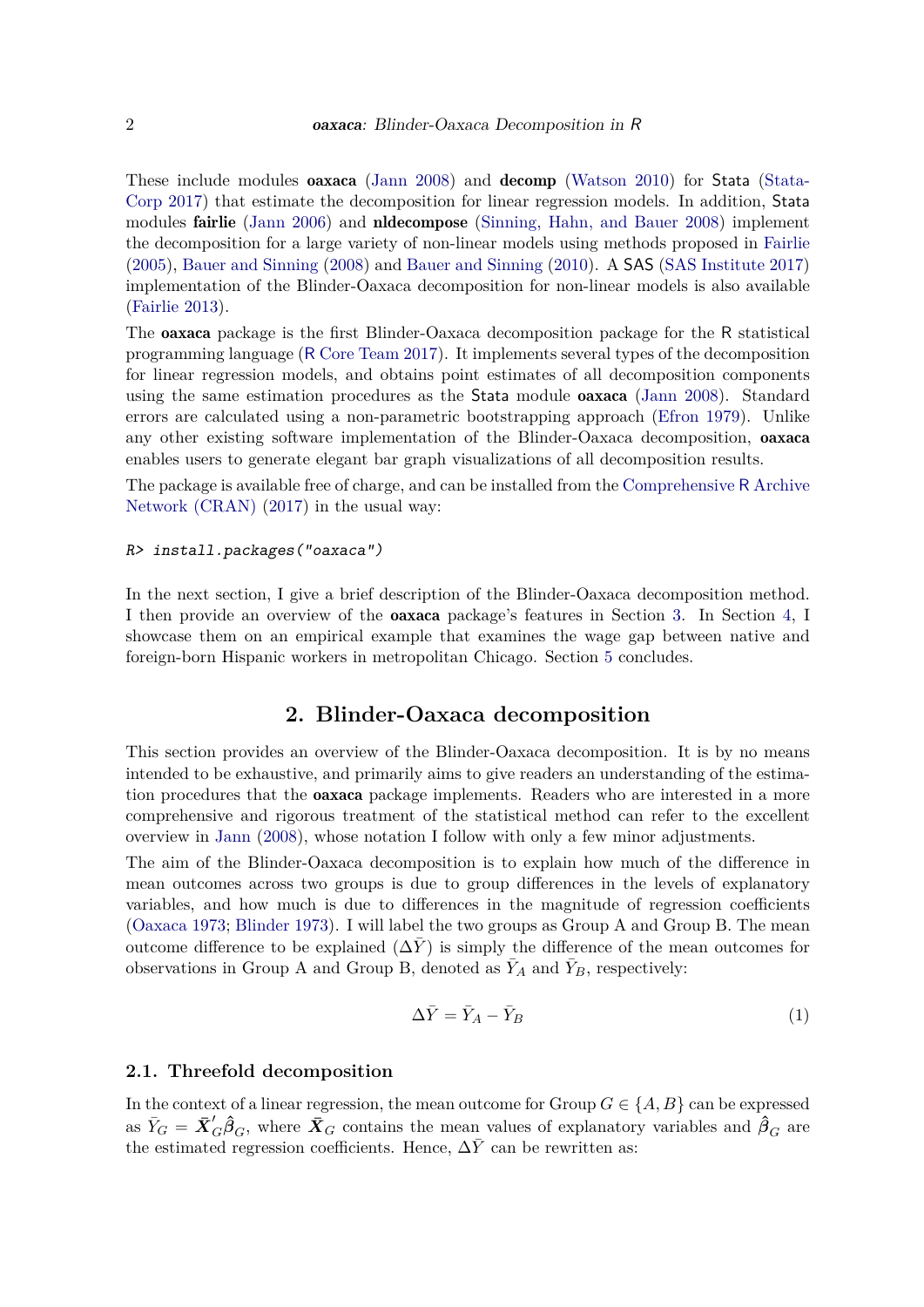These include modules **oaxaca** (Jann 2008) and **decomp** (Watson 2010) for Stata (StataCorp 2017) that estimate the decomposition for linear regression models. In addition, Stata modules **fairlie** (Jann 2006) and **nldecompose** (Sinning, Hahn, and Bauer 2008) implement the decomposition for a large variety of non-linear models using methods proposed in Fairlie (2005), Bauer and Sinning (2008) and Bauer and Sinning (2010). A SAS (SAS Institute 2017) implementation of the Blinder-Oaxaca decomposition for non-linear models is also available (Fairlie 2013).

The **oaxaca** package is the first Blinder-Oaxaca decomposition package for the R statistical programming language (R Core Team 2017). It implements several types of the decomposition for linear regression models, and obtains point estimates of all decomposition components using the same estimation procedures as the Stata module **oaxaca** (Jann 2008). Standard errors are calculated using a non-parametric bootstrapping approach (Efron 1979). Unlike any other existing software implementation of the Blinder-Oaxaca decomposition, **oaxaca** enables users to generate elegant bar graph visualizations of all decomposition results.

The package is available free of charge, and can be installed from the Comprehensive R Archive Network (CRAN) (2017) in the usual way:

```
R> install.packages("oaxaca")
```

In the next section, I give a brief description of the Blinder-Oaxaca decomposition method. I then provide an overview of the **oaxaca** package's features in Section 3. In Section 4, I showcase them on an empirical example that examines the wage gap between native and foreign-born Hispanic workers in metropolitan Chicago. Section 5 concludes.

## 2. Blinder-Oaxaca decomposition

This section provides an overview of the Blinder-Oaxaca decomposition. It is by no means intended to be exhaustive, and primarily aims to give readers an understanding of the estimation procedures that the **oaxaca** package implements. Readers who are interested in a more comprehensive and rigorous treatment of the statistical method can refer to the excellent overview in Jann (2008), whose notation I follow with only a few minor adjustments.

The aim of the Blinder-Oaxaca decomposition is to explain how much of the difference in mean outcomes across two groups is due to group differences in the levels of explanatory variables, and how much is due to differences in the magnitude of regression coefficients (Oaxaca 1973; Blinder 1973). I will label the two groups as Group A and Group B. The mean outcome difference to be explained ($\Delta\bar{Y}$) is simply the difference of the mean outcomes for observations in Group A and Group B, denoted as $\bar{Y}_A$ and $\bar{Y}_B$, respectively:

$$\Delta\bar{Y} = \bar{Y}_A - \bar{Y}_B \tag{1}$$

### 2.1. Threefold decomposition

In the context of a linear regression, the mean outcome for Group $G \in \{A, B\}$ can be expressed as $\bar{Y}_G = \bar{\boldsymbol{X}}'_G \hat{\boldsymbol{\beta}}_G$, where $\bar{\boldsymbol{X}}_G$ contains the mean values of explanatory variables and $\hat{\boldsymbol{\beta}}_G$ are the estimated regression coefficients. Hence, $\Delta\bar{Y}$ can be rewritten as: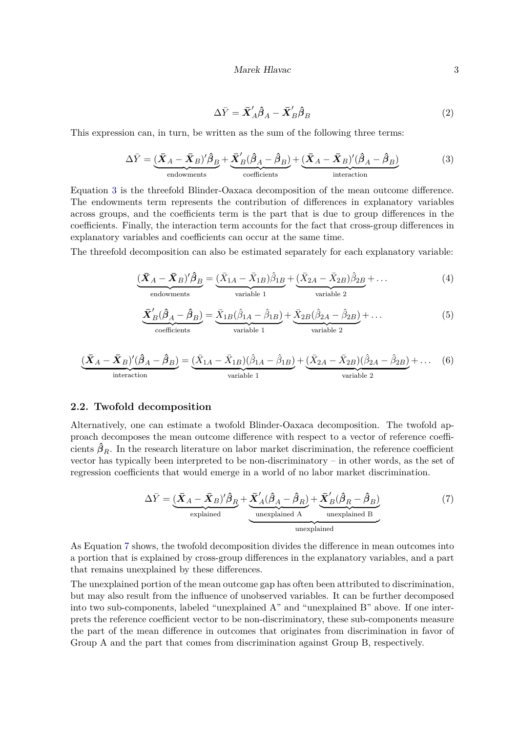$$\Delta\bar{Y} = \bar{\boldsymbol{X}}'_A\hat{\boldsymbol{\beta}}_A - \bar{\boldsymbol{X}}'_B\hat{\boldsymbol{\beta}}_B \tag{2}$$

This expression can, in turn, be written as the sum of the following three terms:

$$\Delta\bar{Y} = \underbrace{(\bar{\boldsymbol{X}}_A - \bar{\boldsymbol{X}}_B)'\hat{\boldsymbol{\beta}}_B}_{\text{endowments}} + \underbrace{\bar{\boldsymbol{X}}'_B(\hat{\boldsymbol{\beta}}_A - \hat{\boldsymbol{\beta}}_B)}_{\text{coefficients}} + \underbrace{(\bar{\boldsymbol{X}}_A - \bar{\boldsymbol{X}}_B)'(\hat{\boldsymbol{\beta}}_A - \hat{\boldsymbol{\beta}}_B)}_{\text{interaction}} \tag{3}$$

Equation 3 is the threefold Blinder-Oaxaca decomposition of the mean outcome difference. The endowments term represents the contribution of differences in explanatory variables across groups, and the coefficients term is the part that is due to group differences in the coefficients. Finally, the interaction term accounts for the fact that cross-group differences in explanatory variables and coefficients can occur at the same time.

The threefold decomposition can also be estimated separately for each explanatory variable:

$$\underbrace{(\bar{\boldsymbol{X}}_A - \bar{\boldsymbol{X}}_B)'\hat{\boldsymbol{\beta}}_B}_{\text{endowments}} = \underbrace{(\bar{X}_{1A} - \bar{X}_{1B})\hat{\beta}_{1B}}_{\text{variable 1}} + \underbrace{(\bar{X}_{2A} - \bar{X}_{2B})\hat{\beta}_{2B}}_{\text{variable 2}} + \ldots \tag{4}$$

$$\underbrace{\bar{\boldsymbol{X}}'_B(\hat{\boldsymbol{\beta}}_A - \hat{\boldsymbol{\beta}}_B)}_{\text{coefficients}} = \underbrace{\bar{X}_{1B}(\hat{\beta}_{1A} - \hat{\beta}_{1B})}_{\text{variable 1}} + \underbrace{\bar{X}_{2B}(\hat{\beta}_{2A} - \hat{\beta}_{2B})}_{\text{variable 2}} + \ldots \tag{5}$$

$$\underbrace{(\bar{\boldsymbol{X}}_A - \bar{\boldsymbol{X}}_B)'(\hat{\boldsymbol{\beta}}_A - \hat{\boldsymbol{\beta}}_B)}_{\text{interaction}} = \underbrace{(\bar{X}_{1A} - \bar{X}_{1B})(\hat{\beta}_{1A} - \hat{\beta}_{1B})}_{\text{variable 1}} + \underbrace{(\bar{X}_{2A} - \bar{X}_{2B})(\hat{\beta}_{2A} - \hat{\beta}_{2B})}_{\text{variable 2}} + \ldots \tag{6}$$

### 2.2. Twofold decomposition

Alternatively, one can estimate a twofold Blinder-Oaxaca decomposition. The twofold approach decomposes the mean outcome difference with respect to a vector of reference coefficients $\hat{\boldsymbol{\beta}}_R$. In the research literature on labor market discrimination, the reference coefficient vector has typically been interpreted to be non-discriminatory – in other words, as the set of regression coefficients that would emerge in a world of no labor market discrimination.

$$\Delta\bar{Y} = \underbrace{(\bar{\boldsymbol{X}}_A - \bar{\boldsymbol{X}}_B)'\hat{\boldsymbol{\beta}}_R}_{\text{explained}} + \underbrace{\underbrace{\bar{\boldsymbol{X}}'_A(\hat{\boldsymbol{\beta}}_A - \hat{\boldsymbol{\beta}}_R)}_{\text{unexplained A}} + \underbrace{\bar{\boldsymbol{X}}'_B(\hat{\boldsymbol{\beta}}_R - \hat{\boldsymbol{\beta}}_B)}_{\text{unexplained B}}}_{\text{unexplained}} \tag{7}$$

As Equation 7 shows, the twofold decomposition divides the difference in mean outcomes into a portion that is explained by cross-group differences in the explanatory variables, and a part that remains unexplained by these differences.

The unexplained portion of the mean outcome gap has often been attributed to discrimination, but may also result from the influence of unobserved variables. It can be further decomposed into two sub-components, labeled "unexplained A" and "unexplained B" above. If one interprets the reference coefficient vector to be non-discriminatory, these sub-components measure the part of the mean difference in outcomes that originates from discrimination in favor of Group A and the part that comes from discrimination against Group B, respectively.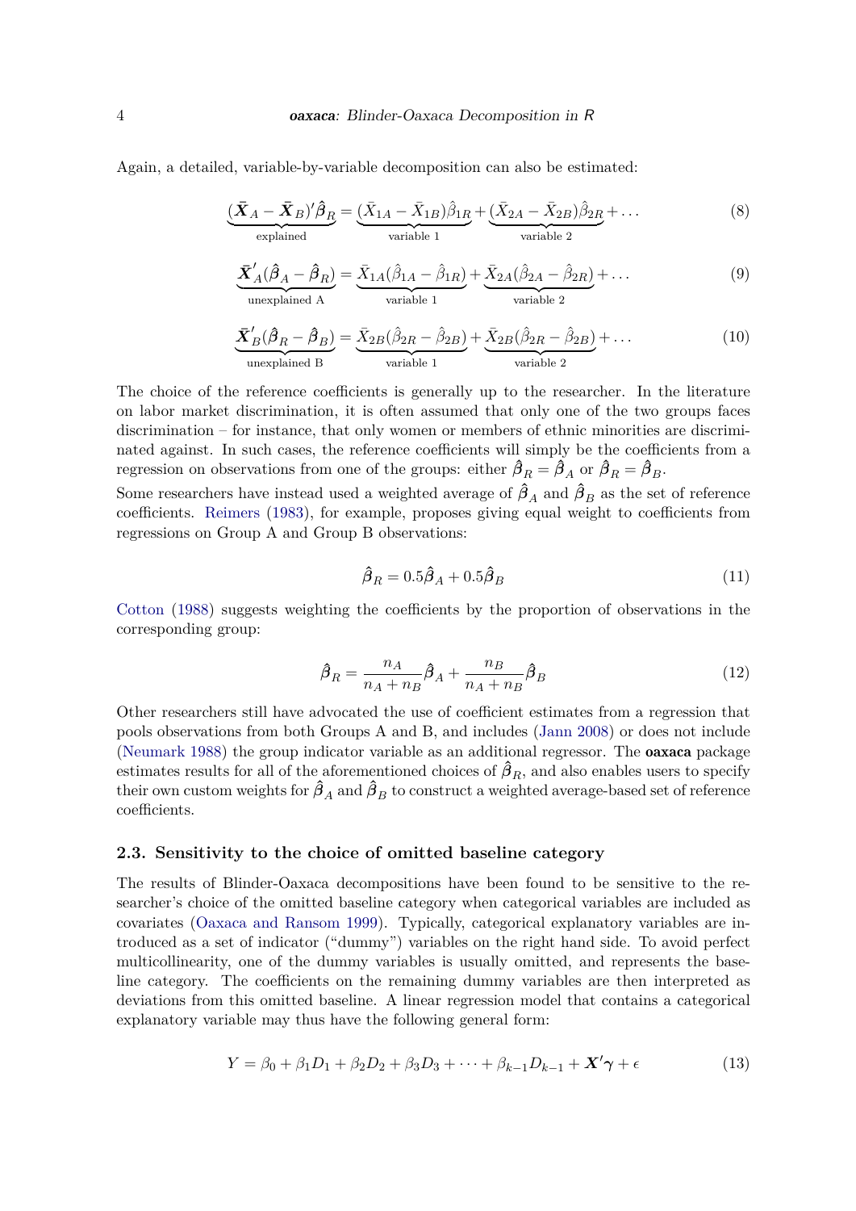Again, a detailed, variable-by-variable decomposition can also be estimated:

$$\underbrace{(\bar{\boldsymbol{X}}_A - \bar{\boldsymbol{X}}_B)'\hat{\boldsymbol{\beta}}_R}_{\text{explained}} = \underbrace{(\bar{X}_{1A} - \bar{X}_{1B})\hat{\beta}_{1R}}_{\text{variable 1}} + \underbrace{(\bar{X}_{2A} - \bar{X}_{2B})\hat{\beta}_{2R}}_{\text{variable 2}} + \dots \tag{8}$$

$$\underbrace{\bar{\boldsymbol{X}}'_A(\hat{\boldsymbol{\beta}}_A - \hat{\boldsymbol{\beta}}_R)}_{\text{unexplained A}} = \underbrace{\bar{X}_{1A}(\hat{\beta}_{1A} - \hat{\beta}_{1R})}_{\text{variable 1}} + \underbrace{\bar{X}_{2A}(\hat{\beta}_{2A} - \hat{\beta}_{2R})}_{\text{variable 2}} + \dots \tag{9}$$

$$\underbrace{\bar{\boldsymbol{X}}'_B(\hat{\boldsymbol{\beta}}_R - \hat{\boldsymbol{\beta}}_B)}_{\text{unexplained B}} = \underbrace{\bar{X}_{2B}(\hat{\beta}_{2R} - \hat{\beta}_{2B})}_{\text{variable 1}} + \underbrace{\bar{X}_{2B}(\hat{\beta}_{2R} - \hat{\beta}_{2B})}_{\text{variable 2}} + \dots \tag{10}$$

The choice of the reference coefficients is generally up to the researcher. In the literature on labor market discrimination, it is often assumed that only one of the two groups faces discrimination – for instance, that only women or members of ethnic minorities are discriminated against. In such cases, the reference coefficients will simply be the coefficients from a regression on observations from one of the groups: either $\hat{\boldsymbol{\beta}}_R = \hat{\boldsymbol{\beta}}_A$ or $\hat{\boldsymbol{\beta}}_R = \hat{\boldsymbol{\beta}}_B$.

Some researchers have instead used a weighted average of $\hat{\boldsymbol{\beta}}_A$ and $\hat{\boldsymbol{\beta}}_B$ as the set of reference coefficients. Reimers (1983), for example, proposes giving equal weight to coefficients from regressions on Group A and Group B observations:

$$\hat{\boldsymbol{\beta}}_R = 0.5\hat{\boldsymbol{\beta}}_A + 0.5\hat{\boldsymbol{\beta}}_B \tag{11}$$

Cotton (1988) suggests weighting the coefficients by the proportion of observations in the corresponding group:

$$\hat{\boldsymbol{\beta}}_R = \frac{n_A}{n_A + n_B}\hat{\boldsymbol{\beta}}_A + \frac{n_B}{n_A + n_B}\hat{\boldsymbol{\beta}}_B \tag{12}$$

Other researchers still have advocated the use of coefficient estimates from a regression that pools observations from both Groups A and B, and includes (Jann 2008) or does not include (Neumark 1988) the group indicator variable as an additional regressor. The **oaxaca** package estimates results for all of the aforementioned choices of $\hat{\boldsymbol{\beta}}_R$, and also enables users to specify their own custom weights for $\hat{\boldsymbol{\beta}}_A$ and $\hat{\boldsymbol{\beta}}_B$ to construct a weighted average-based set of reference coefficients.

### 2.3. Sensitivity to the choice of omitted baseline category

The results of Blinder-Oaxaca decompositions have been found to be sensitive to the researcher's choice of the omitted baseline category when categorical variables are included as covariates (Oaxaca and Ransom 1999). Typically, categorical explanatory variables are introduced as a set of indicator ("dummy") variables on the right hand side. To avoid perfect multicollinearity, one of the dummy variables is usually omitted, and represents the baseline category. The coefficients on the remaining dummy variables are then interpreted as deviations from this omitted baseline. A linear regression model that contains a categorical explanatory variable may thus have the following general form:

$$Y = \beta_0 + \beta_1 D_1 + \beta_2 D_2 + \beta_3 D_3 + \dots + \beta_{k-1} D_{k-1} + \boldsymbol{X}'\boldsymbol{\gamma} + \epsilon \tag{13}$$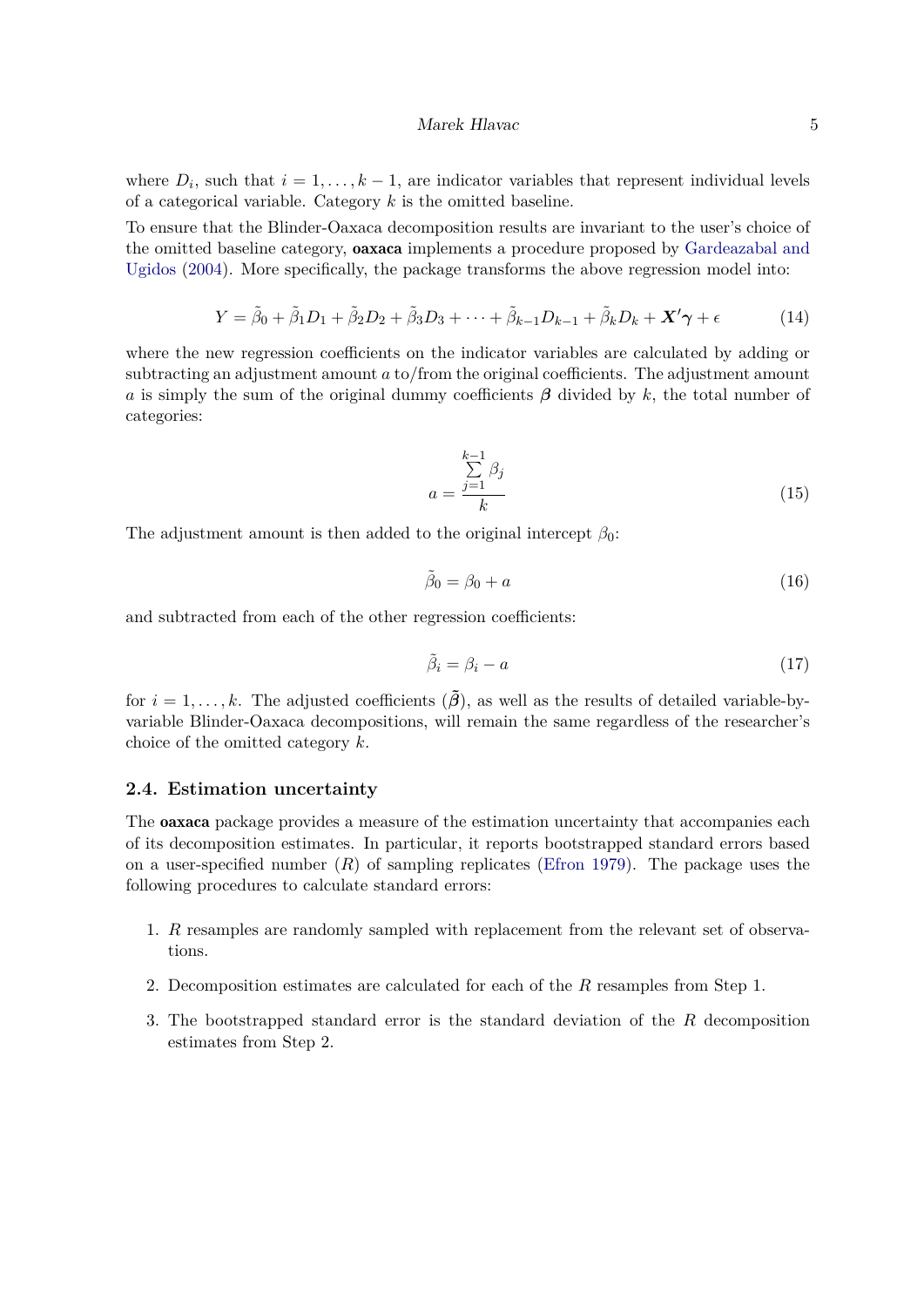where $D_i$, such that $i = 1, \ldots, k-1$, are indicator variables that represent individual levels of a categorical variable. Category $k$ is the omitted baseline.

To ensure that the Blinder-Oaxaca decomposition results are invariant to the user's choice of the omitted baseline category, **oaxaca** implements a procedure proposed by Gardeazabal and Ugidos (2004). More specifically, the package transforms the above regression model into:

$$Y = \tilde{\beta}_0 + \tilde{\beta}_1 D_1 + \tilde{\beta}_2 D_2 + \tilde{\beta}_3 D_3 + \cdots + \tilde{\beta}_{k-1} D_{k-1} + \tilde{\beta}_k D_k + \boldsymbol{X}'\boldsymbol{\gamma} + \epsilon \tag{14}$$

where the new regression coefficients on the indicator variables are calculated by adding or subtracting an adjustment amount $a$ to/from the original coefficients. The adjustment amount $a$ is simply the sum of the original dummy coefficients $\boldsymbol{\beta}$ divided by $k$, the total number of categories:

$$a = \frac{\sum_{j=1}^{k-1} \beta_j}{k} \tag{15}$$

The adjustment amount is then added to the original intercept $\beta_0$:

$$\tilde{\beta}_0 = \beta_0 + a \tag{16}$$

and subtracted from each of the other regression coefficients:

$$\tilde{\beta}_i = \beta_i - a \tag{17}$$

for $i = 1, \ldots, k$. The adjusted coefficients ($\tilde{\boldsymbol{\beta}}$), as well as the results of detailed variable-by-variable Blinder-Oaxaca decompositions, will remain the same regardless of the researcher's choice of the omitted category $k$.

### 2.4. Estimation uncertainty

The **oaxaca** package provides a measure of the estimation uncertainty that accompanies each of its decomposition estimates. In particular, it reports bootstrapped standard errors based on a user-specified number ($R$) of sampling replicates (Efron 1979). The package uses the following procedures to calculate standard errors:

1. $R$ resamples are randomly sampled with replacement from the relevant set of observations.
2. Decomposition estimates are calculated for each of the $R$ resamples from Step 1.
3. The bootstrapped standard error is the standard deviation of the $R$ decomposition estimates from Step 2.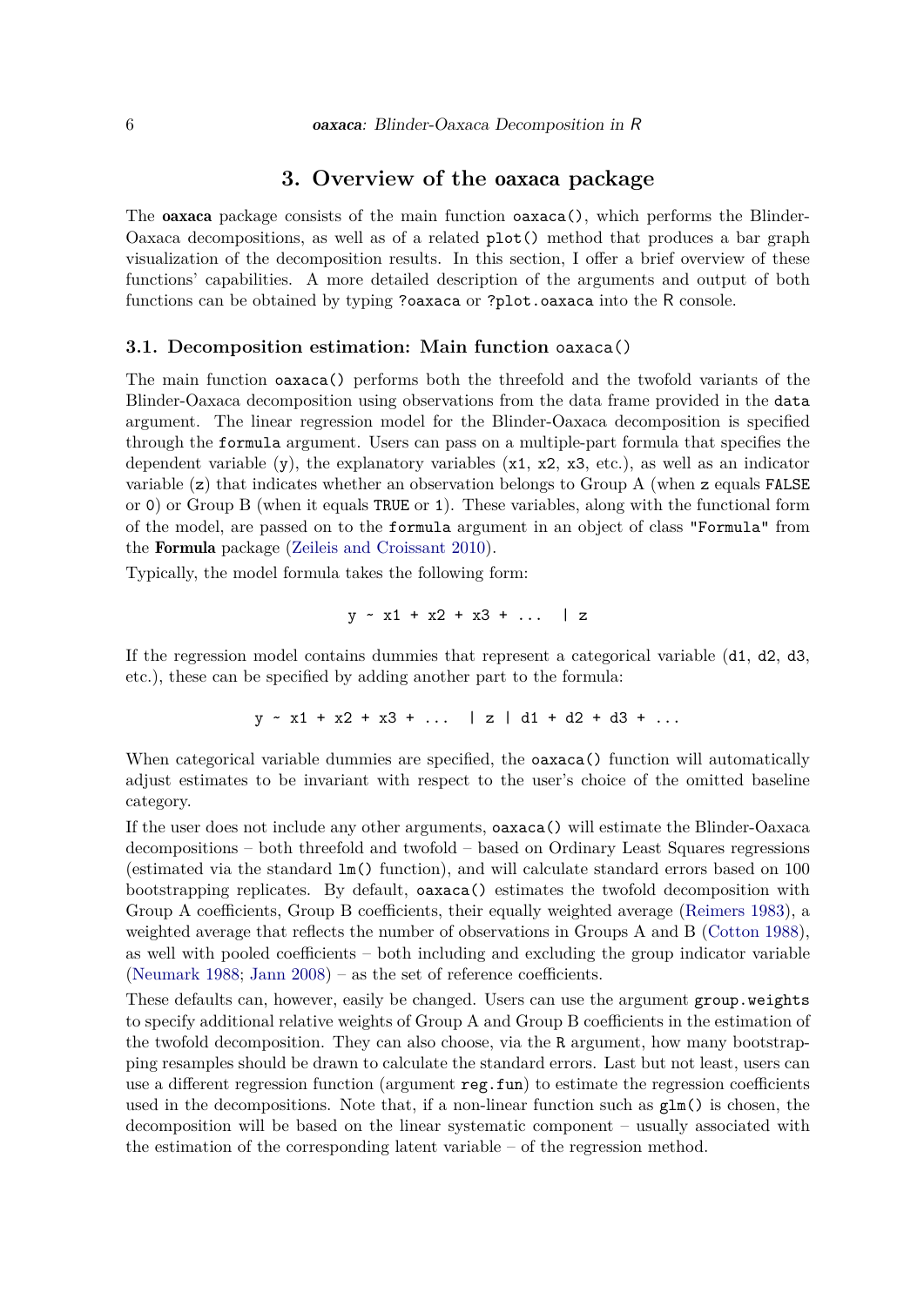# 3. Overview of the oaxaca package

The **oaxaca** package consists of the main function `oaxaca()`, which performs the Blinder-Oaxaca decompositions, as well as of a related `plot()` method that produces a bar graph visualization of the decomposition results. In this section, I offer a brief overview of these functions' capabilities. A more detailed description of the arguments and output of both functions can be obtained by typing `?oaxaca` or `?plot.oaxaca` into the R console.

## 3.1. Decomposition estimation: Main function `oaxaca()`

The main function `oaxaca()` performs both the threefold and the twofold variants of the Blinder-Oaxaca decomposition using observations from the data frame provided in the `data` argument. The linear regression model for the Blinder-Oaxaca decomposition is specified through the `formula` argument. Users can pass on a multiple-part formula that specifies the dependent variable (`y`), the explanatory variables (`x1`, `x2`, `x3`, etc.), as well as an indicator variable (`z`) that indicates whether an observation belongs to Group A (when `z` equals `FALSE` or `0`) or Group B (when it equals `TRUE` or `1`). These variables, along with the functional form of the model, are passed on to the `formula` argument in an object of class `"Formula"` from the **Formula** package (Zeileis and Croissant 2010).

Typically, the model formula takes the following form:

```
y ~ x1 + x2 + x3 + ...  | z
```

If the regression model contains dummies that represent a categorical variable (`d1`, `d2`, `d3`, etc.), these can be specified by adding another part to the formula:

```
y ~ x1 + x2 + x3 + ...  | z | d1 + d2 + d3 + ...
```

When categorical variable dummies are specified, the `oaxaca()` function will automatically adjust estimates to be invariant with respect to the user's choice of the omitted baseline category.

If the user does not include any other arguments, `oaxaca()` will estimate the Blinder-Oaxaca decompositions – both threefold and twofold – based on Ordinary Least Squares regressions (estimated via the standard `lm()` function), and will calculate standard errors based on 100 bootstrapping replicates. By default, `oaxaca()` estimates the twofold decomposition with Group A coefficients, Group B coefficients, their equally weighted average (Reimers 1983), a weighted average that reflects the number of observations in Groups A and B (Cotton 1988), as well with pooled coefficients – both including and excluding the group indicator variable (Neumark 1988; Jann 2008) – as the set of reference coefficients.

These defaults can, however, easily be changed. Users can use the argument `group.weights` to specify additional relative weights of Group A and Group B coefficients in the estimation of the twofold decomposition. They can also choose, via the `R` argument, how many bootstrapping resamples should be drawn to calculate the standard errors. Last but not least, users can use a different regression function (argument `reg.fun`) to estimate the regression coefficients used in the decompositions. Note that, if a non-linear function such as `glm()` is chosen, the decomposition will be based on the linear systematic component – usually associated with the estimation of the corresponding latent variable – of the regression method.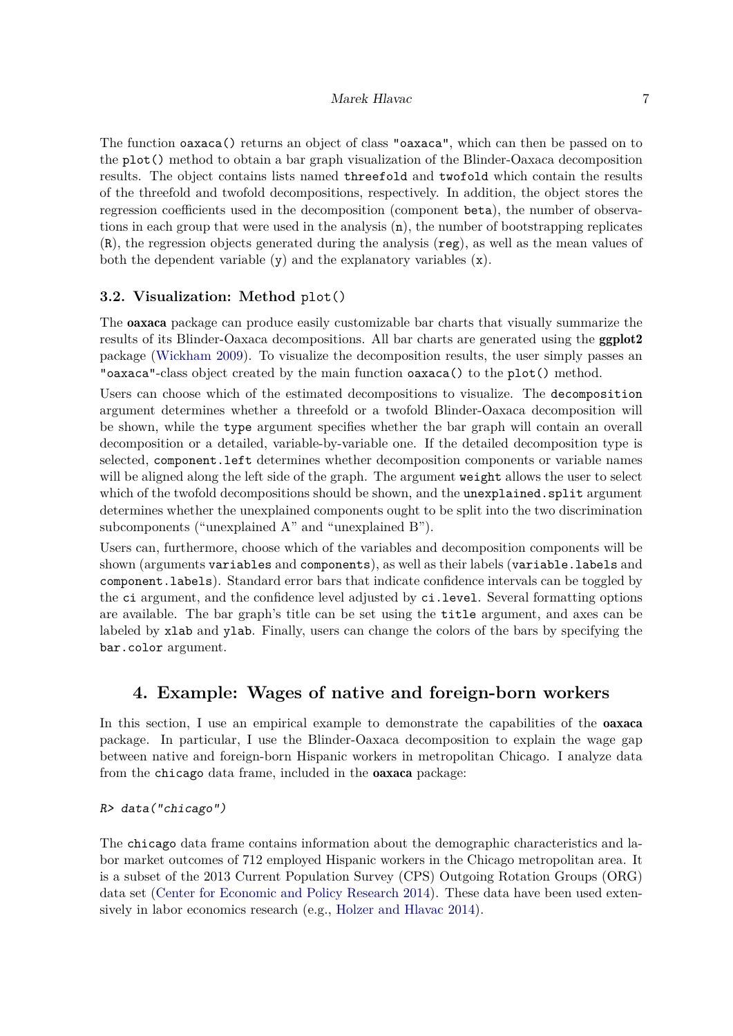The function `oaxaca()` returns an object of class `"oaxaca"`, which can then be passed on to the `plot()` method to obtain a bar graph visualization of the Blinder-Oaxaca decomposition results. The object contains lists named `threefold` and `twofold` which contain the results of the threefold and twofold decompositions, respectively. In addition, the object stores the regression coefficients used in the decomposition (component `beta`), the number of observations in each group that were used in the analysis (`n`), the number of bootstrapping replicates (`R`), the regression objects generated during the analysis (`reg`), as well as the mean values of both the dependent variable (`y`) and the explanatory variables (`x`).

### 3.2. Visualization: Method `plot()`

The **oaxaca** package can produce easily customizable bar charts that visually summarize the results of its Blinder-Oaxaca decompositions. All bar charts are generated using the **ggplot2** package (Wickham 2009). To visualize the decomposition results, the user simply passes an `"oaxaca"`-class object created by the main function `oaxaca()` to the `plot()` method.

Users can choose which of the estimated decompositions to visualize. The `decomposition` argument determines whether a threefold or a twofold Blinder-Oaxaca decomposition will be shown, while the `type` argument specifies whether the bar graph will contain an overall decomposition or a detailed, variable-by-variable one. If the detailed decomposition type is selected, `component.left` determines whether decomposition components or variable names will be aligned along the left side of the graph. The argument `weight` allows the user to select which of the twofold decompositions should be shown, and the `unexplained.split` argument determines whether the unexplained components ought to be split into the two discrimination subcomponents ("unexplained A" and "unexplained B").

Users can, furthermore, choose which of the variables and decomposition components will be shown (arguments `variables` and `components`), as well as their labels (`variable.labels` and `component.labels`). Standard error bars that indicate confidence intervals can be toggled by the `ci` argument, and the confidence level adjusted by `ci.level`. Several formatting options are available. The bar graph's title can be set using the `title` argument, and axes can be labeled by `xlab` and `ylab`. Finally, users can change the colors of the bars by specifying the `bar.color` argument.

## 4. Example: Wages of native and foreign-born workers

In this section, I use an empirical example to demonstrate the capabilities of the **oaxaca** package. In particular, I use the Blinder-Oaxaca decomposition to explain the wage gap between native and foreign-born Hispanic workers in metropolitan Chicago. I analyze data from the `chicago` data frame, included in the **oaxaca** package:

```
R> data("chicago")
```

The `chicago` data frame contains information about the demographic characteristics and labor market outcomes of 712 employed Hispanic workers in the Chicago metropolitan area. It is a subset of the 2013 Current Population Survey (CPS) Outgoing Rotation Groups (ORG) data set (Center for Economic and Policy Research 2014). These data have been used extensively in labor economics research (e.g., Holzer and Hlavac 2014).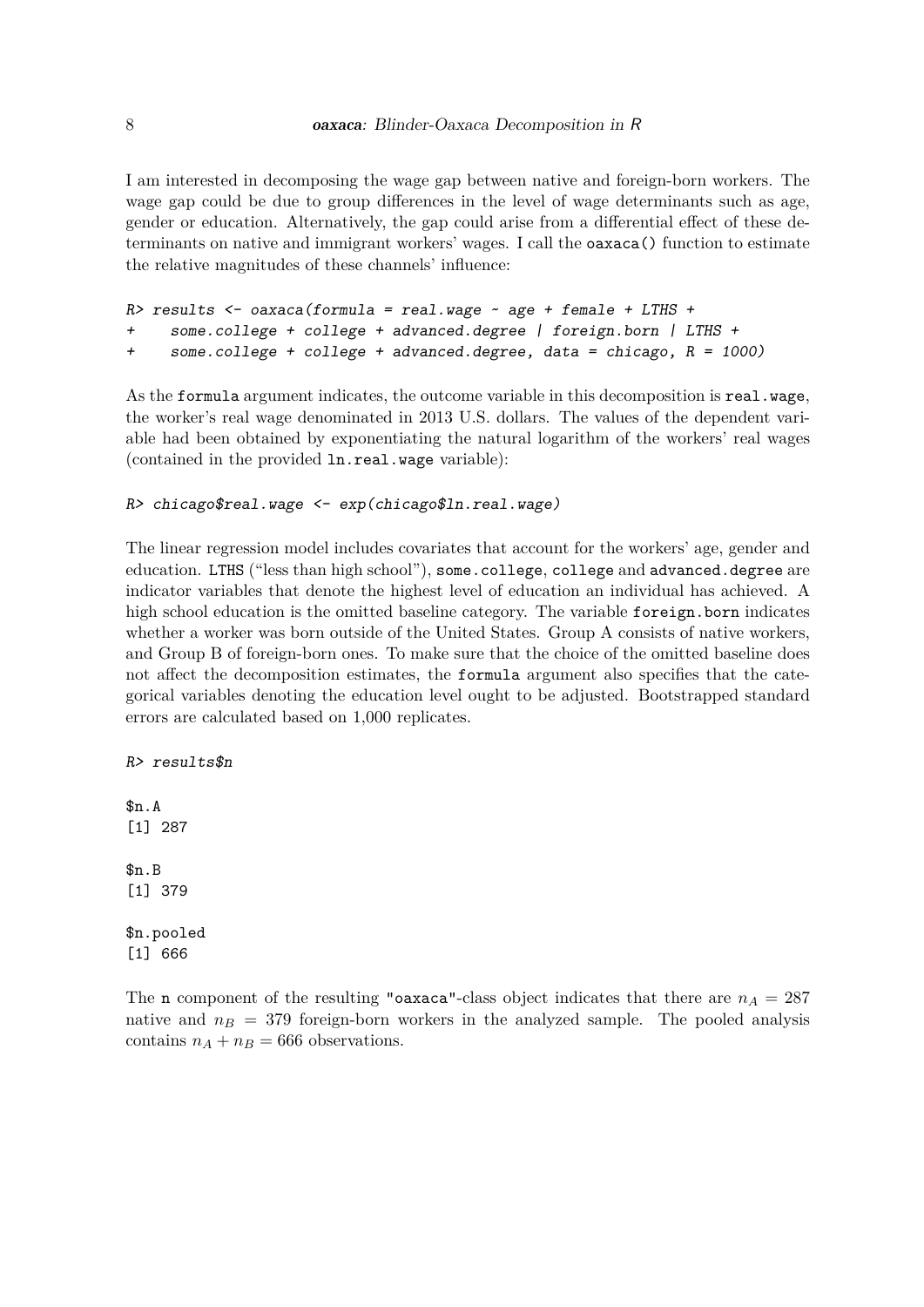I am interested in decomposing the wage gap between native and foreign-born workers. The wage gap could be due to group differences in the level of wage determinants such as age, gender or education. Alternatively, the gap could arise from a differential effect of these determinants on native and immigrant workers' wages. I call the `oaxaca()` function to estimate the relative magnitudes of these channels' influence:

```
R> results <- oaxaca(formula = real.wage ~ age + female + LTHS +
+     some.college + college + advanced.degree | foreign.born | LTHS +
+     some.college + college + advanced.degree, data = chicago, R = 1000)
```

As the `formula` argument indicates, the outcome variable in this decomposition is `real.wage`, the worker's real wage denominated in 2013 U.S. dollars. The values of the dependent variable had been obtained by exponentiating the natural logarithm of the workers' real wages (contained in the provided `ln.real.wage` variable):

```
R> chicago$real.wage <- exp(chicago$ln.real.wage)
```

The linear regression model includes covariates that account for the workers' age, gender and education. `LTHS` ("less than high school"), `some.college`, `college` and `advanced.degree` are indicator variables that denote the highest level of education an individual has achieved. A high school education is the omitted baseline category. The variable `foreign.born` indicates whether a worker was born outside of the United States. Group A consists of native workers, and Group B of foreign-born ones. To make sure that the choice of the omitted baseline does not affect the decomposition estimates, the `formula` argument also specifies that the categorical variables denoting the education level ought to be adjusted. Bootstrapped standard errors are calculated based on 1,000 replicates.

```
R> results$n

$n.A
[1] 287

$n.B
[1] 379

$n.pooled
[1] 666
```

The `n` component of the resulting `"oaxaca"`-class object indicates that there are $n_A = 287$ native and $n_B = 379$ foreign-born workers in the analyzed sample. The pooled analysis contains $n_A + n_B = 666$ observations.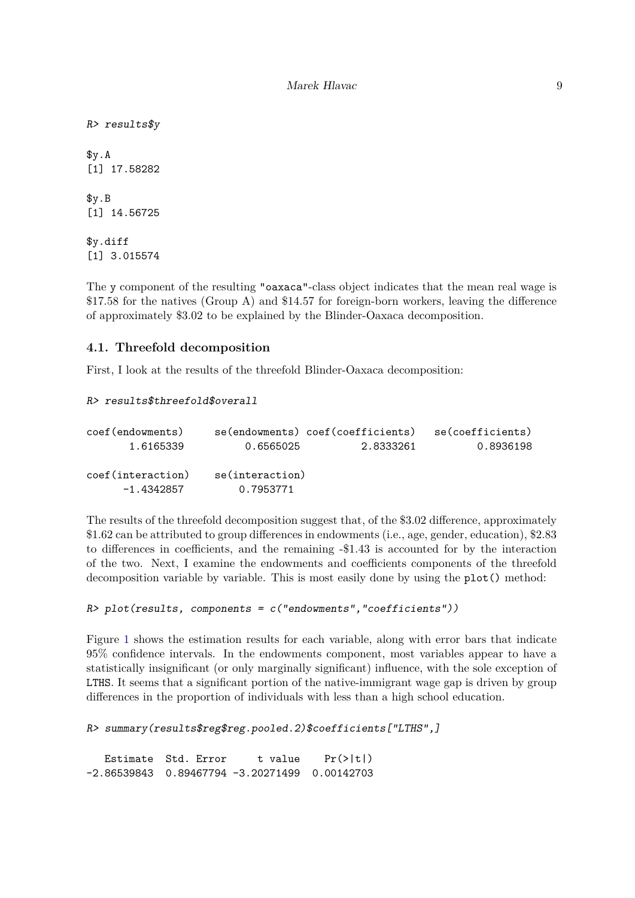```
R> results$y

$y.A
[1] 17.58282

$y.B
[1] 14.56725

$y.diff
[1] 3.015574
```

The y component of the resulting "oaxaca"-class object indicates that the mean real wage is \$17.58 for the natives (Group A) and \$14.57 for foreign-born workers, leaving the difference of approximately \$3.02 to be explained by the Blinder-Oaxaca decomposition.

### 4.1. Threefold decomposition

First, I look at the results of the threefold Blinder-Oaxaca decomposition:

```
R> results$threefold$overall

coef(endowments)    se(endowments) coef(coefficients)   se(coefficients)
       1.6165339         0.6565025          2.8333261          0.8936198

coef(interaction)   se(interaction)
      -1.4342857         0.7953771
```

The results of the threefold decomposition suggest that, of the \$3.02 difference, approximately \$1.62 can be attributed to group differences in endowments (i.e., age, gender, education), \$2.83 to differences in coefficients, and the remaining -\$1.43 is accounted for by the interaction of the two. Next, I examine the endowments and coefficients components of the threefold decomposition variable by variable. This is most easily done by using the plot() method:

```
R> plot(results, components = c("endowments","coefficients"))
```

Figure 1 shows the estimation results for each variable, along with error bars that indicate 95% confidence intervals. In the endowments component, most variables appear to have a statistically insignificant (or only marginally significant) influence, with the sole exception of LTHS. It seems that a significant portion of the native-immigrant wage gap is driven by group differences in the proportion of individuals with less than a high school education.

```
R> summary(results$reg$reg.pooled.2)$coefficients["LTHS",]

   Estimate  Std. Error     t value    Pr(>|t|)
-2.86539843  0.89467794 -3.20271499  0.00142703
```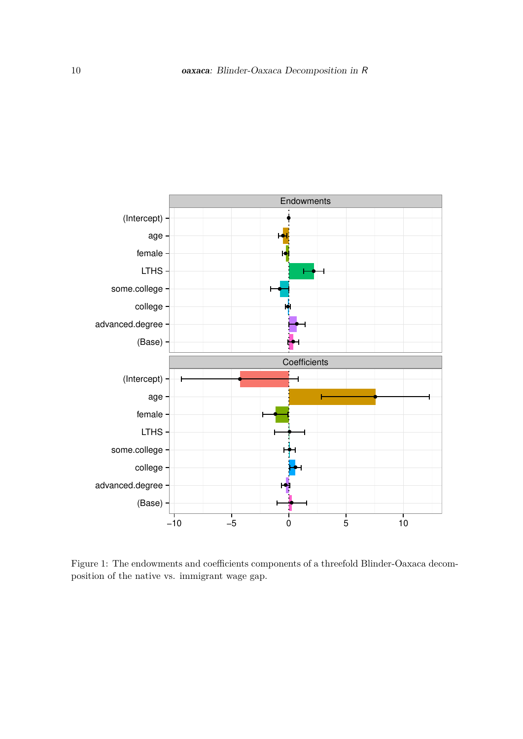Figure 1: The endowments and coefficients components of a threefold Blinder-Oaxaca decomposition of the native vs. immigrant wage gap.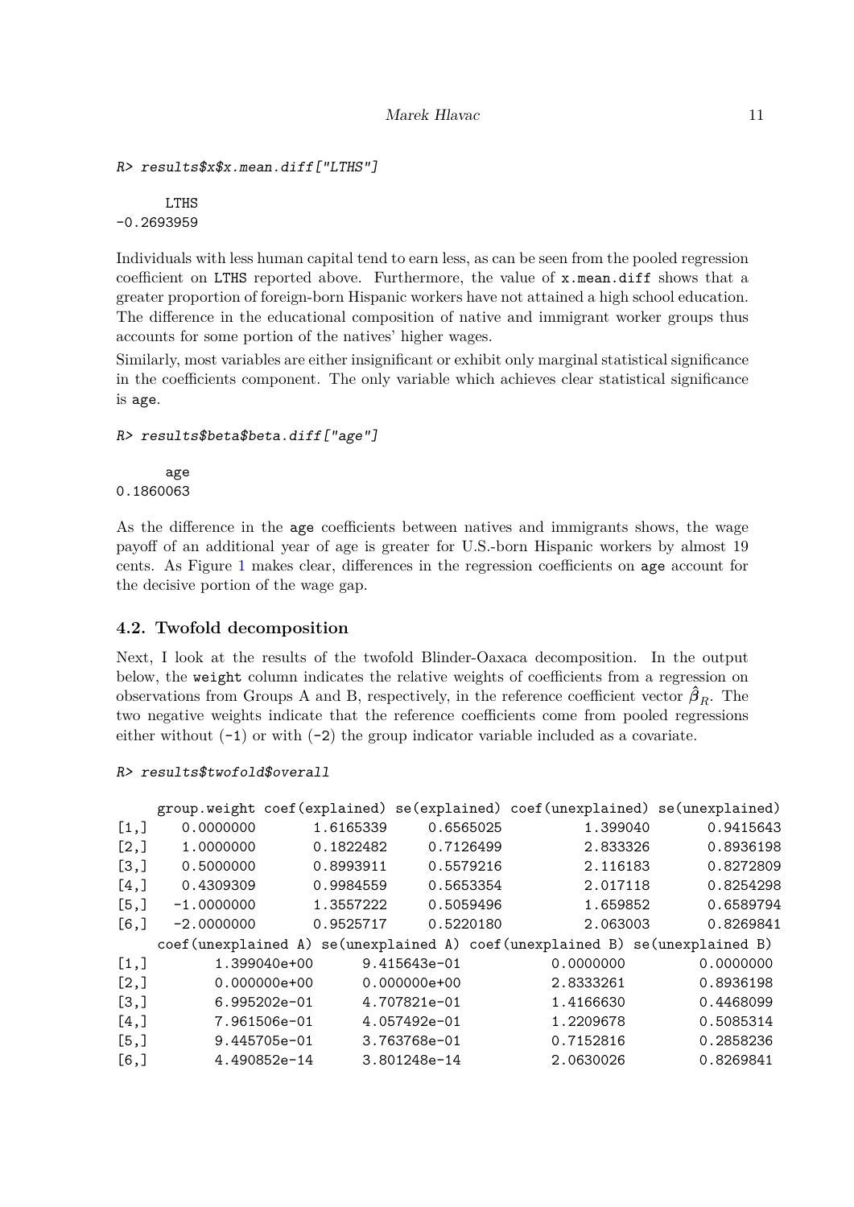```
R> results$x$x.mean.diff["LTHS"]

      LTHS
-0.2693959
```

Individuals with less human capital tend to earn less, as can be seen from the pooled regression coefficient on LTHS reported above. Furthermore, the value of x.mean.diff shows that a greater proportion of foreign-born Hispanic workers have not attained a high school education. The difference in the educational composition of native and immigrant worker groups thus accounts for some portion of the natives' higher wages.

Similarly, most variables are either insignificant or exhibit only marginal statistical significance in the coefficients component. The only variable which achieves clear statistical significance is age.

```
R> results$beta$beta.diff["age"]

      age
0.1860063
```

As the difference in the age coefficients between natives and immigrants shows, the wage payoff of an additional year of age is greater for U.S.-born Hispanic workers by almost 19 cents. As Figure 1 makes clear, differences in the regression coefficients on age account for the decisive portion of the wage gap.

### 4.2. Twofold decomposition

Next, I look at the results of the twofold Blinder-Oaxaca decomposition. In the output below, the weight column indicates the relative weights of coefficients from a regression on observations from Groups A and B, respectively, in the reference coefficient vector $\hat{\boldsymbol{\beta}}_R$. The two negative weights indicate that the reference coefficients come from pooled regressions either without (-1) or with (-2) the group indicator variable included as a covariate.

```
R> results$twofold$overall

     group.weight coef(explained) se(explained) coef(unexplained) se(unexplained)
[1,]    0.0000000       1.6165339     0.6565025          1.399040       0.9415643
[2,]    1.0000000       0.1822482     0.7126499          2.833326       0.8936198
[3,]    0.5000000       0.8993911     0.5579216          2.116183       0.8272809
[4,]    0.4309309       0.9984559     0.5653354          2.017118       0.8254298
[5,]   -1.0000000       1.3557222     0.5059496          1.659852       0.6589794
[6,]   -2.0000000       0.9525717     0.5220180          2.063003       0.8269841
     coef(unexplained A) se(unexplained A) coef(unexplained B) se(unexplained B)
[1,]        1.399040e+00      9.415643e-01           0.0000000         0.0000000
[2,]        0.000000e+00      0.000000e+00           2.8333261         0.8936198
[3,]        6.995202e-01      4.707821e-01           1.4166630         0.4468099
[4,]        7.961506e-01      4.057492e-01           1.2209678         0.5085314
[5,]        9.445705e-01      3.763768e-01           0.7152816         0.2858236
[6,]        4.490852e-14      3.801248e-14           2.0630026         0.8269841
```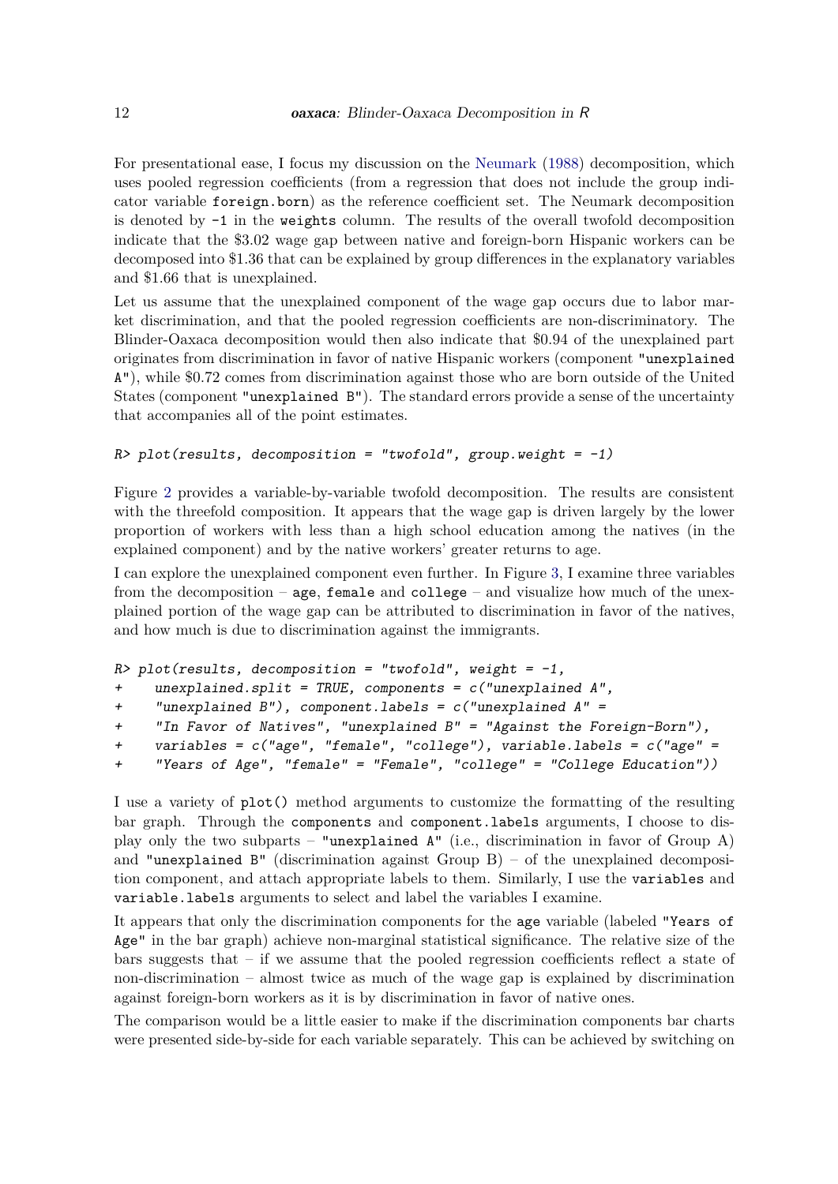For presentational ease, I focus my discussion on the Neumark (1988) decomposition, which uses pooled regression coefficients (from a regression that does not include the group indicator variable `foreign.born`) as the reference coefficient set. The Neumark decomposition is denoted by `-1` in the `weights` column. The results of the overall twofold decomposition indicate that the \$3.02 wage gap between native and foreign-born Hispanic workers can be decomposed into \$1.36 that can be explained by group differences in the explanatory variables and \$1.66 that is unexplained.

Let us assume that the unexplained component of the wage gap occurs due to labor market discrimination, and that the pooled regression coefficients are non-discriminatory. The Blinder-Oaxaca decomposition would then also indicate that \$0.94 of the unexplained part originates from discrimination in favor of native Hispanic workers (component `"unexplained A"`), while \$0.72 comes from discrimination against those who are born outside of the United States (component `"unexplained B"`). The standard errors provide a sense of the uncertainty that accompanies all of the point estimates.

```
R> plot(results, decomposition = "twofold", group.weight = -1)
```

Figure 2 provides a variable-by-variable twofold decomposition. The results are consistent with the threefold composition. It appears that the wage gap is driven largely by the lower proportion of workers with less than a high school education among the natives (in the explained component) and by the native workers' greater returns to age.

I can explore the unexplained component even further. In Figure 3, I examine three variables from the decomposition – `age`, `female` and `college` – and visualize how much of the unexplained portion of the wage gap can be attributed to discrimination in favor of the natives, and how much is due to discrimination against the immigrants.

```
R> plot(results, decomposition = "twofold", weight = -1,
+    unexplained.split = TRUE, components = c("unexplained A",
+    "unexplained B"), component.labels = c("unexplained A" =
+    "In Favor of Natives", "unexplained B" = "Against the Foreign-Born"),
+    variables = c("age", "female", "college"), variable.labels = c("age" =
+    "Years of Age", "female" = "Female", "college" = "College Education"))
```

I use a variety of `plot()` method arguments to customize the formatting of the resulting bar graph. Through the `components` and `component.labels` arguments, I choose to display only the two subparts – `"unexplained A"` (i.e., discrimination in favor of Group A) and `"unexplained B"` (discrimination against Group B) – of the unexplained decomposition component, and attach appropriate labels to them. Similarly, I use the `variables` and `variable.labels` arguments to select and label the variables I examine.

It appears that only the discrimination components for the `age` variable (labeled `"Years of Age"` in the bar graph) achieve non-marginal statistical significance. The relative size of the bars suggests that – if we assume that the pooled regression coefficients reflect a state of non-discrimination – almost twice as much of the wage gap is explained by discrimination against foreign-born workers as it is by discrimination in favor of native ones.

The comparison would be a little easier to make if the discrimination components bar charts were presented side-by-side for each variable separately. This can be achieved by switching on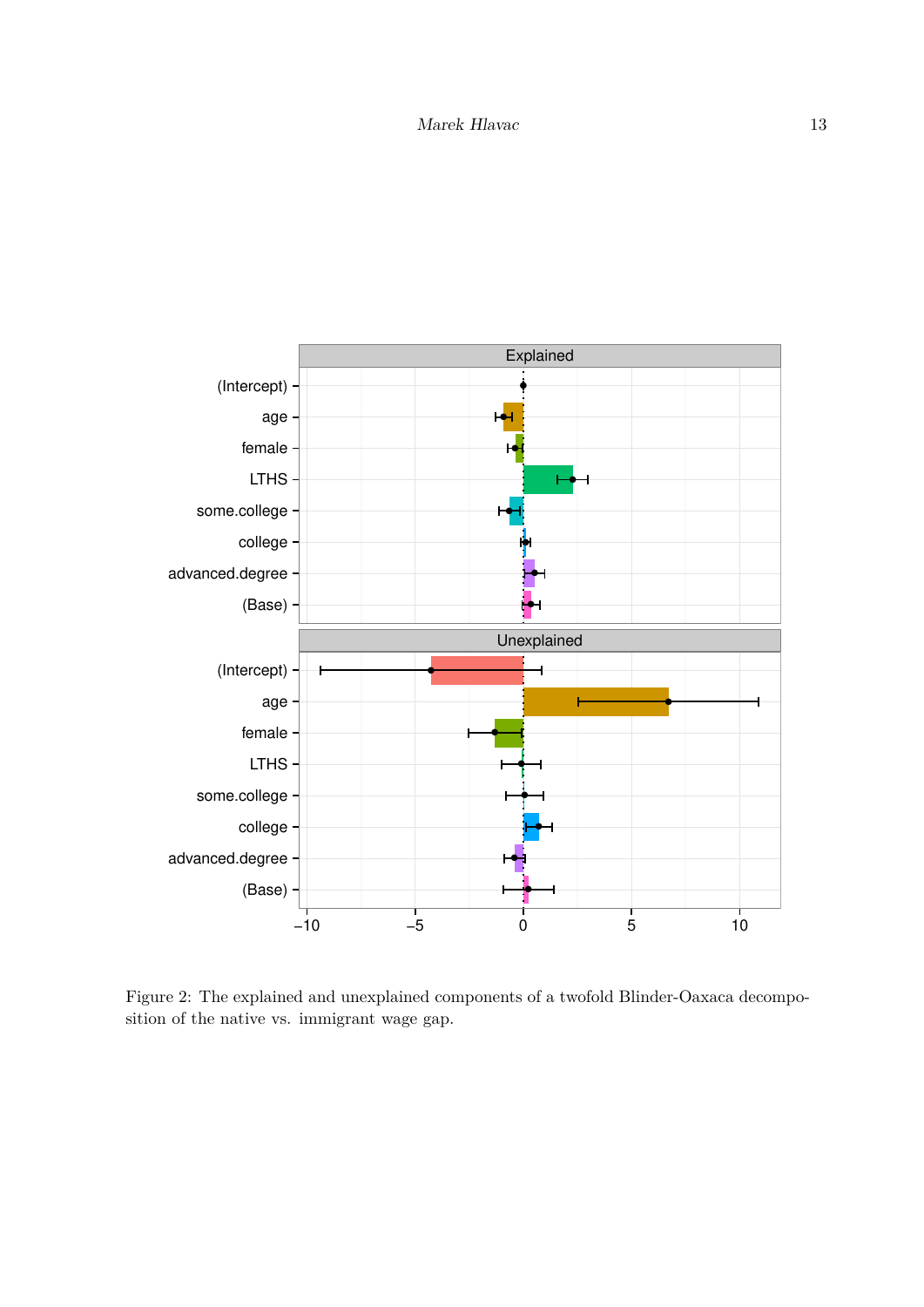Figure 2: The explained and unexplained components of a twofold Blinder-Oaxaca decomposition of the native vs. immigrant wage gap.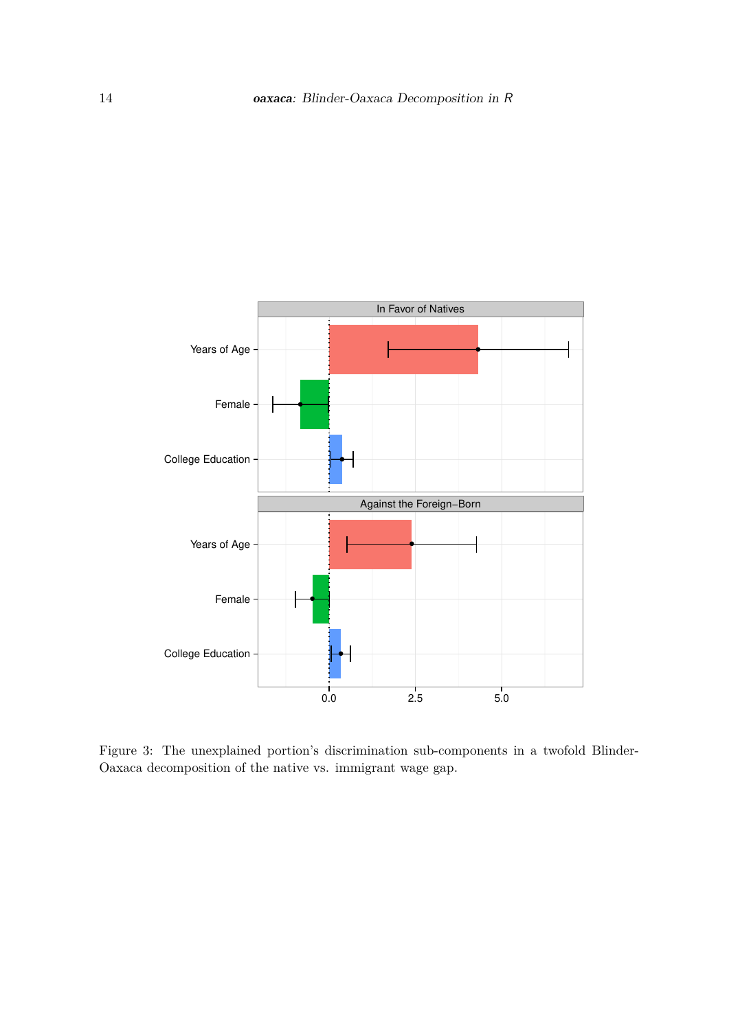Figure 3: The unexplained portion's discrimination sub-components in a twofold Blinder-Oaxaca decomposition of the native vs. immigrant wage gap.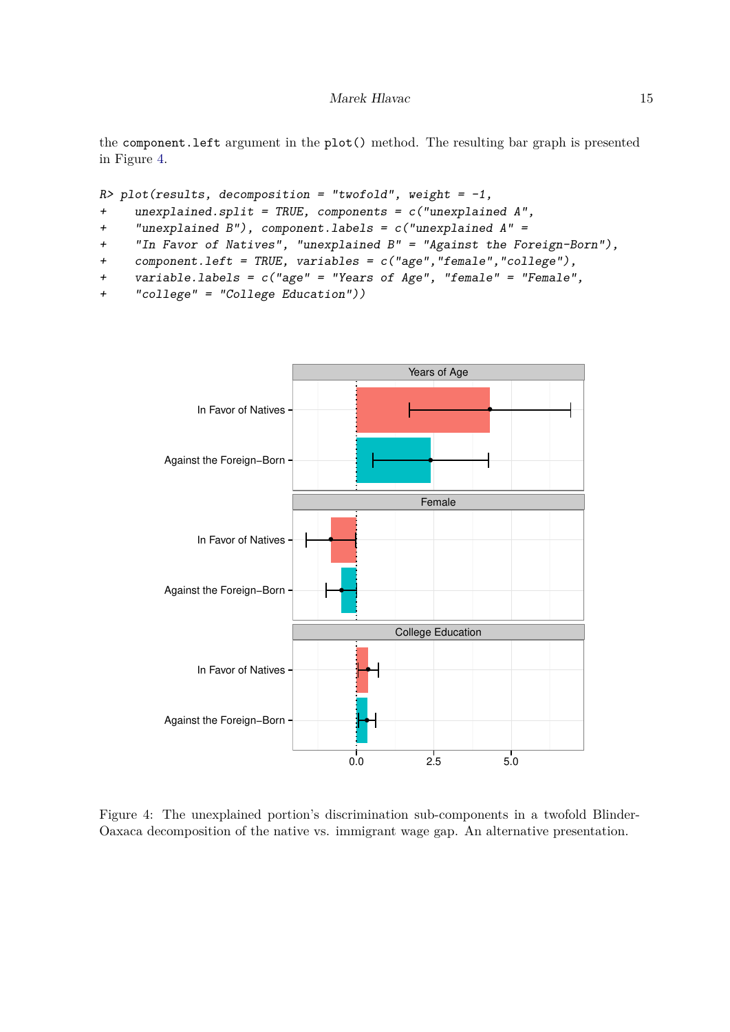the component.left argument in the plot() method. The resulting bar graph is presented in Figure 4.

```
R> plot(results, decomposition = "twofold", weight = -1,
+     unexplained.split = TRUE, components = c("unexplained A",
+     "unexplained B"), component.labels = c("unexplained A" =
+     "In Favor of Natives", "unexplained B" = "Against the Foreign-Born"),
+     component.left = TRUE, variables = c("age","female","college"),
+     variable.labels = c("age" = "Years of Age", "female" = "Female",
+     "college" = "College Education"))
```

Figure 4: The unexplained portion's discrimination sub-components in a twofold Blinder-Oaxaca decomposition of the native vs. immigrant wage gap. An alternative presentation.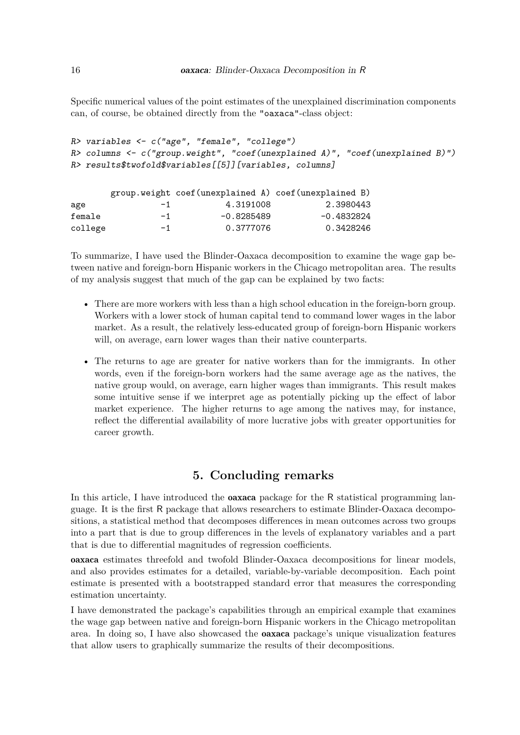Specific numerical values of the point estimates of the unexplained discrimination components can, of course, be obtained directly from the "oaxaca"-class object:

```
R> variables <- c("age", "female", "college")
R> columns <- c("group.weight", "coef(unexplained A)", "coef(unexplained B)")
R> results$twofold$variables[[5]][variables, columns]
```

```
        group.weight coef(unexplained A) coef(unexplained B)
age               -1           4.3191008           2.3980443
female            -1          -0.8285489          -0.4832824
college           -1           0.3777076           0.3428246
```

To summarize, I have used the Blinder-Oaxaca decomposition to examine the wage gap between native and foreign-born Hispanic workers in the Chicago metropolitan area. The results of my analysis suggest that much of the gap can be explained by two facts:

- There are more workers with less than a high school education in the foreign-born group. Workers with a lower stock of human capital tend to command lower wages in the labor market. As a result, the relatively less-educated group of foreign-born Hispanic workers will, on average, earn lower wages than their native counterparts.
- The returns to age are greater for native workers than for the immigrants. In other words, even if the foreign-born workers had the same average age as the natives, the native group would, on average, earn higher wages than immigrants. This result makes some intuitive sense if we interpret age as potentially picking up the effect of labor market experience. The higher returns to age among the natives may, for instance, reflect the differential availability of more lucrative jobs with greater opportunities for career growth.

## 5. Concluding remarks

In this article, I have introduced the **oaxaca** package for the R statistical programming language. It is the first R package that allows researchers to estimate Blinder-Oaxaca decompositions, a statistical method that decomposes differences in mean outcomes across two groups into a part that is due to group differences in the levels of explanatory variables and a part that is due to differential magnitudes of regression coefficients.

**oaxaca** estimates threefold and twofold Blinder-Oaxaca decompositions for linear models, and also provides estimates for a detailed, variable-by-variable decomposition. Each point estimate is presented with a bootstrapped standard error that measures the corresponding estimation uncertainty.

I have demonstrated the package's capabilities through an empirical example that examines the wage gap between native and foreign-born Hispanic workers in the Chicago metropolitan area. In doing so, I have also showcased the **oaxaca** package's unique visualization features that allow users to graphically summarize the results of their decompositions.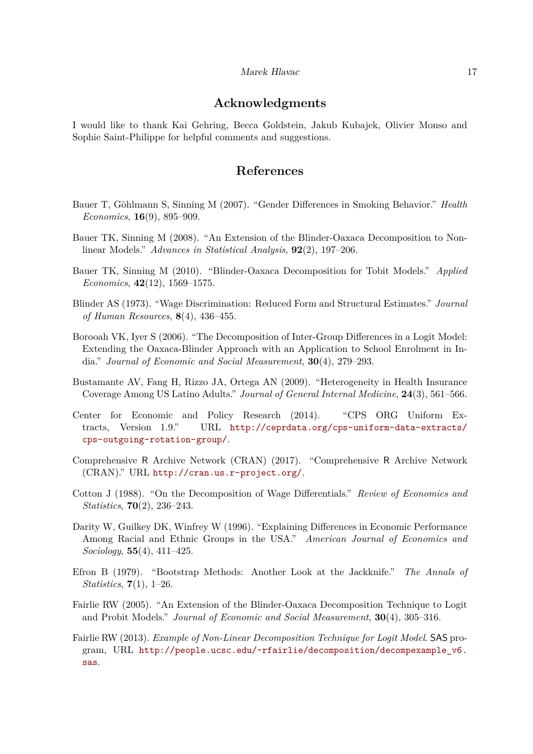## Acknowledgments

I would like to thank Kai Gehring, Becca Goldstein, Jakub Kubajek, Olivier Monso and Sophie Saint-Philippe for helpful comments and suggestions.

## References

Bauer T, Göhlmann S, Sinning M (2007). "Gender Differences in Smoking Behavior." *Health Economics*, **16**(9), 895–909.

Bauer TK, Sinning M (2008). "An Extension of the Blinder-Oaxaca Decomposition to Nonlinear Models." *Advances in Statistical Analysis*, **92**(2), 197–206.

Bauer TK, Sinning M (2010). "Blinder-Oaxaca Decomposition for Tobit Models." *Applied Economics*, **42**(12), 1569–1575.

Blinder AS (1973). "Wage Discrimination: Reduced Form and Structural Estimates." *Journal of Human Resources*, **8**(4), 436–455.

Borooah VK, Iyer S (2006). "The Decomposition of Inter-Group Differences in a Logit Model: Extending the Oaxaca-Blinder Approach with an Application to School Enrolment in India." *Journal of Economic and Social Measurement*, **30**(4), 279–293.

Bustamante AV, Fang H, Rizzo JA, Ortega AN (2009). "Heterogeneity in Health Insurance Coverage Among US Latino Adults." *Journal of General Internal Medicine*, **24**(3), 561–566.

Center for Economic and Policy Research (2014). "CPS ORG Uniform Extracts, Version 1.9." URL http://ceprdata.org/cps-uniform-data-extracts/cps-outgoing-rotation-group/.

Comprehensive R Archive Network (CRAN) (2017). "Comprehensive R Archive Network (CRAN)." URL http://cran.us.r-project.org/.

Cotton J (1988). "On the Decomposition of Wage Differentials." *Review of Economics and Statistics*, **70**(2), 236–243.

Darity W, Guilkey DK, Winfrey W (1996). "Explaining Differences in Economic Performance Among Racial and Ethnic Groups in the USA." *American Journal of Economics and Sociology*, **55**(4), 411–425.

Efron B (1979). "Bootstrap Methods: Another Look at the Jackknife." *The Annals of Statistics*, **7**(1), 1–26.

Fairlie RW (2005). "An Extension of the Blinder-Oaxaca Decomposition Technique to Logit and Probit Models." *Journal of Economic and Social Measurement*, **30**(4), 305–316.

Fairlie RW (2013). *Example of Non-Linear Decomposition Technique for Logit Model*. SAS program, URL http://people.ucsc.edu/~rfairlie/decomposition/decompexample_v6.sas.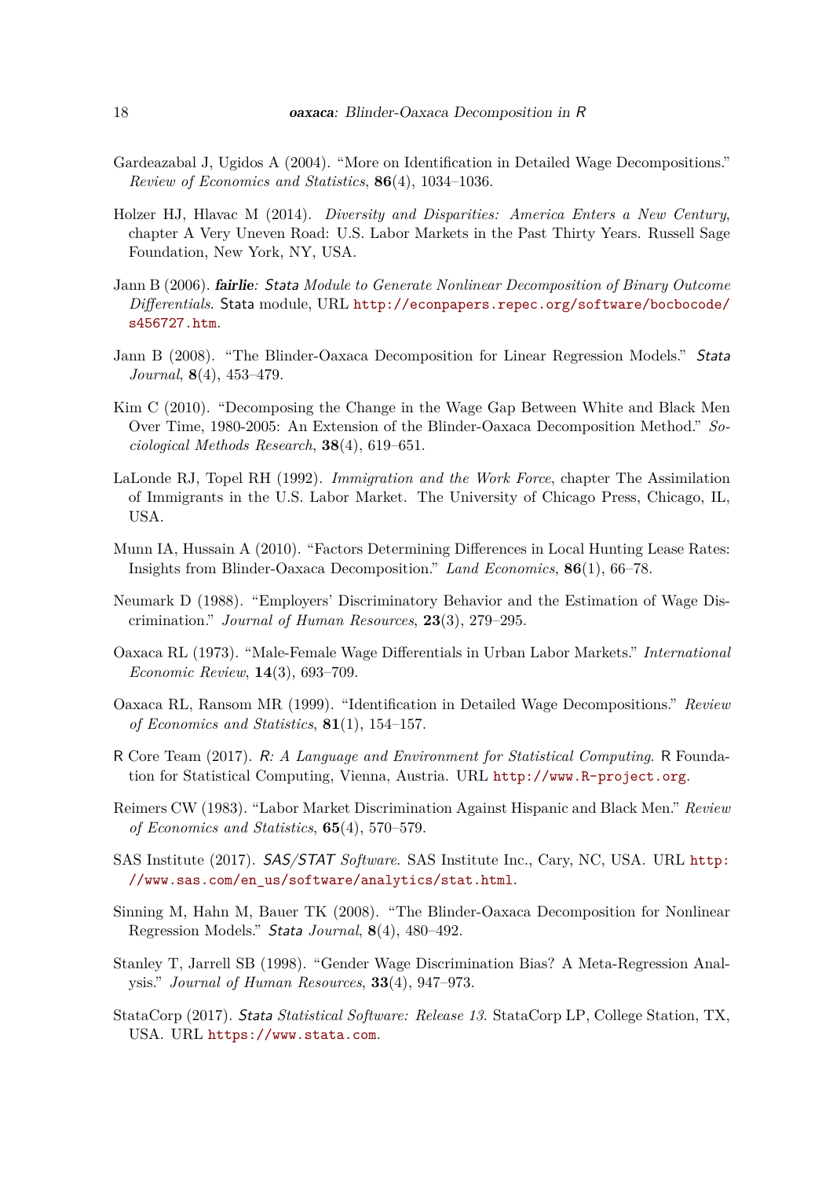Gardeazabal J, Ugidos A (2004). "More on Identification in Detailed Wage Decompositions." *Review of Economics and Statistics*, **86**(4), 1034–1036.

Holzer HJ, Hlavac M (2014). *Diversity and Disparities: America Enters a New Century*, chapter A Very Uneven Road: U.S. Labor Markets in the Past Thirty Years. Russell Sage Foundation, New York, NY, USA.

Jann B (2006). ***fairlie**: Stata Module to Generate Nonlinear Decomposition of Binary Outcome Differentials*. Stata module, URL http://econpapers.repec.org/software/bocbocode/s456727.htm.

Jann B (2008). "The Blinder-Oaxaca Decomposition for Linear Regression Models." *Stata Journal*, **8**(4), 453–479.

Kim C (2010). "Decomposing the Change in the Wage Gap Between White and Black Men Over Time, 1980-2005: An Extension of the Blinder-Oaxaca Decomposition Method." *Sociological Methods Research*, **38**(4), 619–651.

LaLonde RJ, Topel RH (1992). *Immigration and the Work Force*, chapter The Assimilation of Immigrants in the U.S. Labor Market. The University of Chicago Press, Chicago, IL, USA.

Munn IA, Hussain A (2010). "Factors Determining Differences in Local Hunting Lease Rates: Insights from Blinder-Oaxaca Decomposition." *Land Economics*, **86**(1), 66–78.

Neumark D (1988). "Employers' Discriminatory Behavior and the Estimation of Wage Discrimination." *Journal of Human Resources*, **23**(3), 279–295.

Oaxaca RL (1973). "Male-Female Wage Differentials in Urban Labor Markets." *International Economic Review*, **14**(3), 693–709.

Oaxaca RL, Ransom MR (1999). "Identification in Detailed Wage Decompositions." *Review of Economics and Statistics*, **81**(1), 154–157.

R Core Team (2017). *R: A Language and Environment for Statistical Computing*. R Foundation for Statistical Computing, Vienna, Austria. URL http://www.R-project.org.

Reimers CW (1983). "Labor Market Discrimination Against Hispanic and Black Men." *Review of Economics and Statistics*, **65**(4), 570–579.

SAS Institute (2017). *SAS/STAT Software*. SAS Institute Inc., Cary, NC, USA. URL http://www.sas.com/en_us/software/analytics/stat.html.

Sinning M, Hahn M, Bauer TK (2008). "The Blinder-Oaxaca Decomposition for Nonlinear Regression Models." *Stata Journal*, **8**(4), 480–492.

Stanley T, Jarrell SB (1998). "Gender Wage Discrimination Bias? A Meta-Regression Analysis." *Journal of Human Resources*, **33**(4), 947–973.

StataCorp (2017). *Stata Statistical Software: Release 13*. StataCorp LP, College Station, TX, USA. URL https://www.stata.com.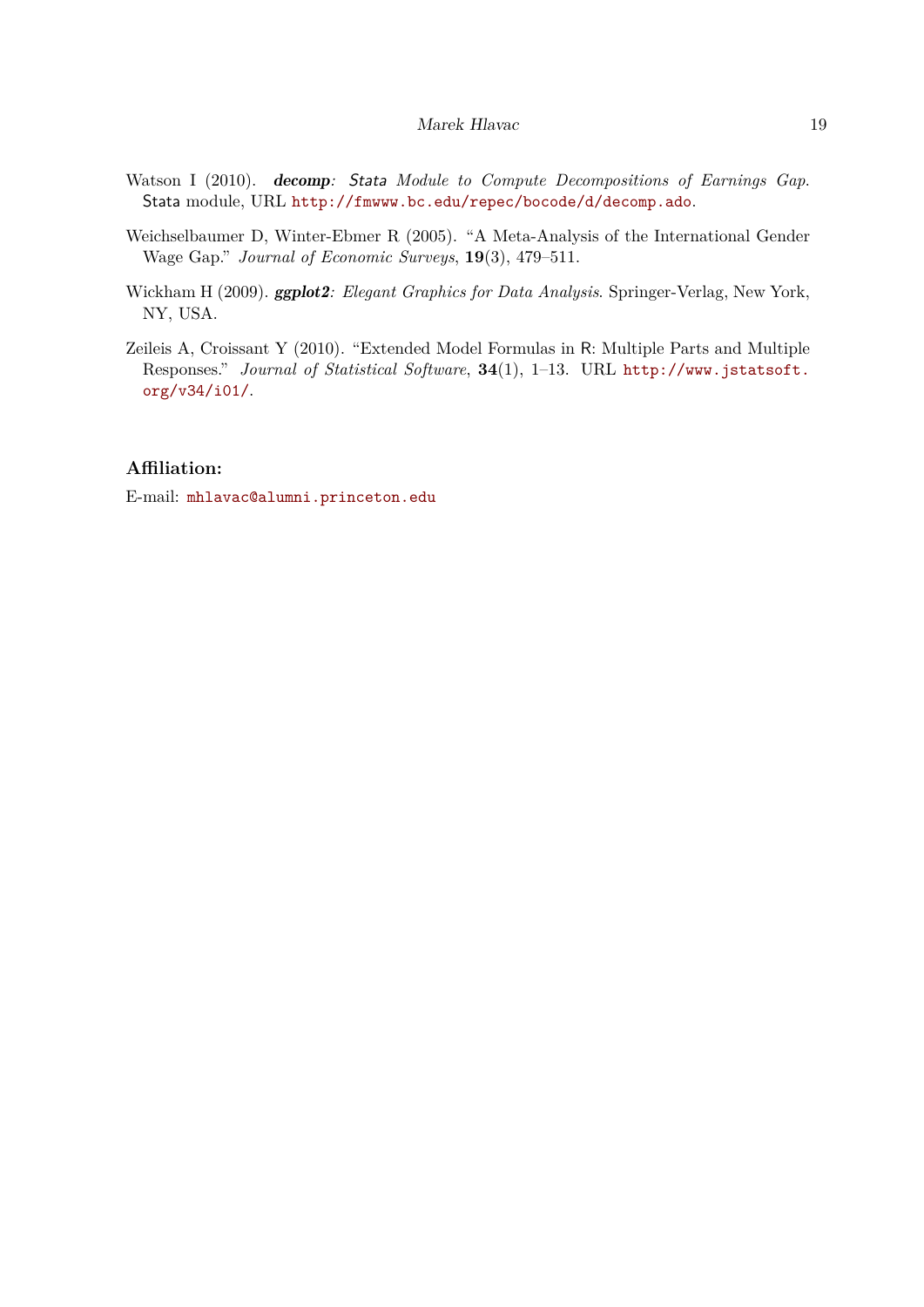Watson I (2010). ***decomp**: Stata Module to Compute Decompositions of Earnings Gap*. Stata module, URL http://fmwww.bc.edu/repec/bocode/d/decomp.ado.

Weichselbaumer D, Winter-Ebmer R (2005). "A Meta-Analysis of the International Gender Wage Gap." *Journal of Economic Surveys*, **19**(3), 479–511.

Wickham H (2009). ***ggplot2**: Elegant Graphics for Data Analysis*. Springer-Verlag, New York, NY, USA.

Zeileis A, Croissant Y (2010). "Extended Model Formulas in R: Multiple Parts and Multiple Responses." *Journal of Statistical Software*, **34**(1), 1–13. URL http://www.jstatsoft.org/v34/i01/.

**Affiliation:**

E-mail: mhlavac@alumni.princeton.edu